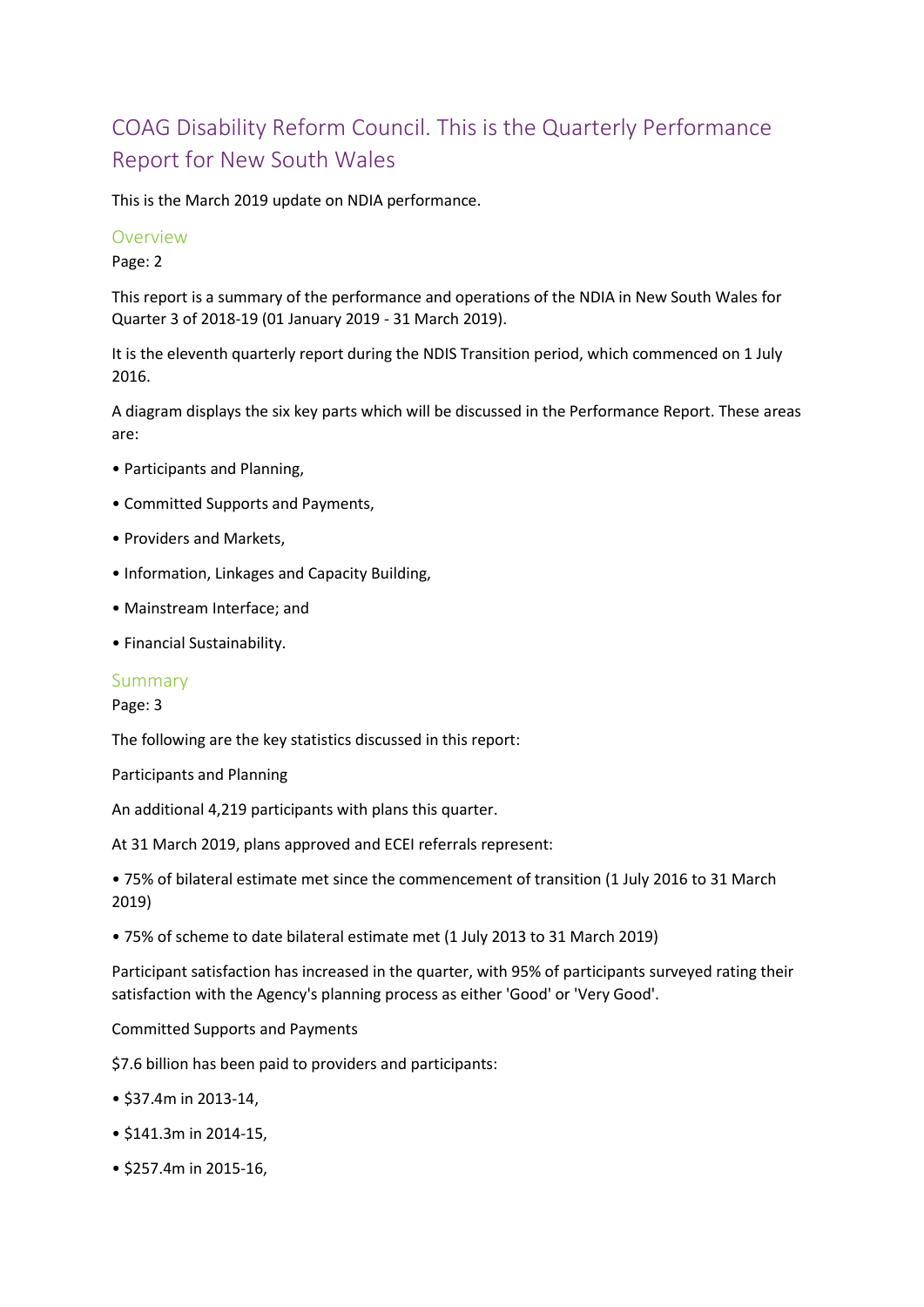# COAG Disability Reform Council. This is the Quarterly Performance Report for New South Wales

This is the March 2019 update on NDIA performance.

## Overview

Page: 2

This report is a summary of the performance and operations of the NDIA in New South Wales for Quarter 3 of 2018-19 (01 January 2019 - 31 March 2019).

It is the eleventh quarterly report during the NDIS Transition period, which commenced on 1 July 2016.

A diagram displays the six key parts which will be discussed in the Performance Report. These areas are:

• Participants and Planning,

• Committed Supports and Payments,

• Providers and Markets,

• Information, Linkages and Capacity Building,

• Mainstream Interface; and

• Financial Sustainability.

## Summary

Page: 3

The following are the key statistics discussed in this report:

Participants and Planning

An additional 4,219 participants with plans this quarter.

At 31 March 2019, plans approved and ECEI referrals represent:

• 75% of bilateral estimate met since the commencement of transition (1 July 2016 to 31 March 2019)

• 75% of scheme to date bilateral estimate met (1 July 2013 to 31 March 2019)

Participant satisfaction has increased in the quarter, with 95% of participants surveyed rating their satisfaction with the Agency's planning process as either 'Good' or 'Very Good'.

Committed Supports and Payments

$7.6 billion has been paid to providers and participants:

• $37.4m in 2013-14,

• $141.3m in 2014-15,

• $257.4m in 2015-16,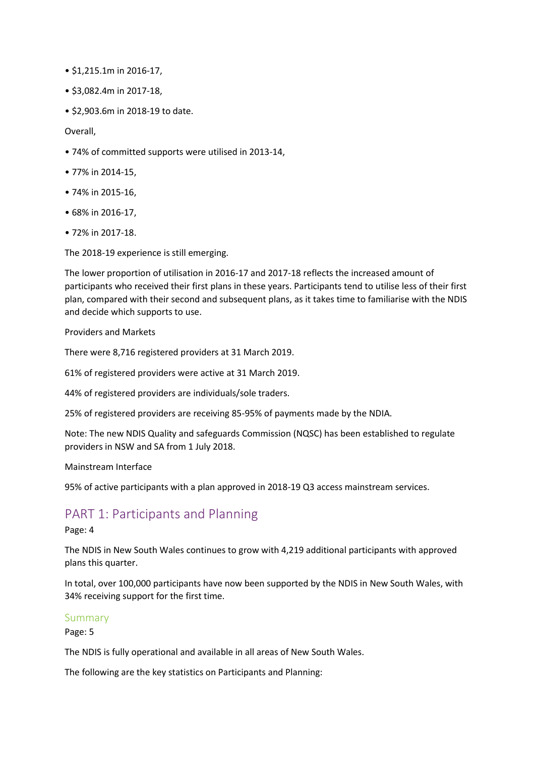- $1,215.1m in 2016-17,
- $3,082.4m in 2017-18,
- $2,903.6m in 2018-19 to date.

Overall,

- 74% of committed supports were utilised in 2013-14,
- 77% in 2014-15,
- 74% in 2015-16,
- 68% in 2016-17,
- 72% in 2017-18.

The 2018-19 experience is still emerging.

The lower proportion of utilisation in 2016-17 and 2017-18 reflects the increased amount of participants who received their first plans in these years. Participants tend to utilise less of their first plan, compared with their second and subsequent plans, as it takes time to familiarise with the NDIS and decide which supports to use.

Providers and Markets

There were 8,716 registered providers at 31 March 2019.

61% of registered providers were active at 31 March 2019.

44% of registered providers are individuals/sole traders.

25% of registered providers are receiving 85-95% of payments made by the NDIA.

Note: The new NDIS Quality and safeguards Commission (NQSC) has been established to regulate providers in NSW and SA from 1 July 2018.

Mainstream Interface

95% of active participants with a plan approved in 2018-19 Q3 access mainstream services.

## PART 1: Participants and Planning

Page: 4

The NDIS in New South Wales continues to grow with 4,219 additional participants with approved plans this quarter.

In total, over 100,000 participants have now been supported by the NDIS in New South Wales, with 34% receiving support for the first time.

### Summary

Page: 5

The NDIS is fully operational and available in all areas of New South Wales.

The following are the key statistics on Participants and Planning: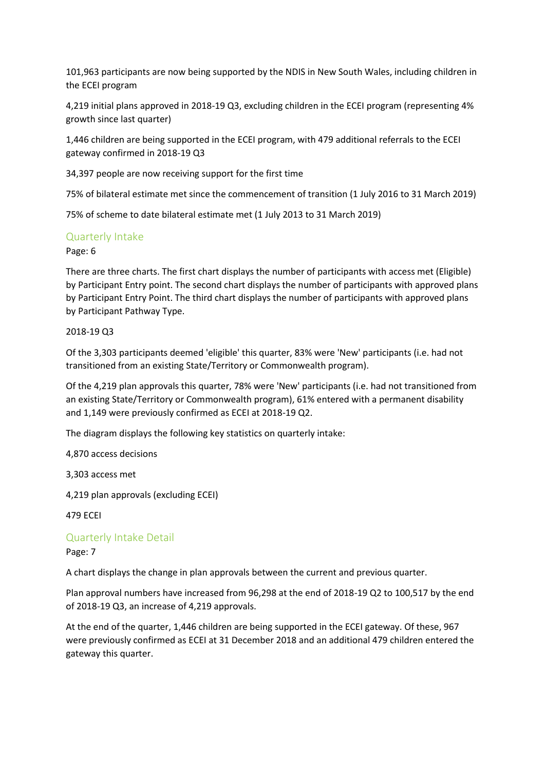101,963 participants are now being supported by the NDIS in New South Wales, including children in the ECEI program

4,219 initial plans approved in 2018-19 Q3, excluding children in the ECEI program (representing 4% growth since last quarter)

1,446 children are being supported in the ECEI program, with 479 additional referrals to the ECEI gateway confirmed in 2018-19 Q3

34,397 people are now receiving support for the first time

75% of bilateral estimate met since the commencement of transition (1 July 2016 to 31 March 2019)

75% of scheme to date bilateral estimate met (1 July 2013 to 31 March 2019)

## Quarterly Intake

Page: 6

There are three charts. The first chart displays the number of participants with access met (Eligible) by Participant Entry point. The second chart displays the number of participants with approved plans by Participant Entry Point. The third chart displays the number of participants with approved plans by Participant Pathway Type.

2018-19 Q3

Of the 3,303 participants deemed 'eligible' this quarter, 83% were 'New' participants (i.e. had not transitioned from an existing State/Territory or Commonwealth program).

Of the 4,219 plan approvals this quarter, 78% were 'New' participants (i.e. had not transitioned from an existing State/Territory or Commonwealth program), 61% entered with a permanent disability and 1,149 were previously confirmed as ECEI at 2018-19 Q2.

The diagram displays the following key statistics on quarterly intake:

4,870 access decisions

3,303 access met

4,219 plan approvals (excluding ECEI)

479 ECEI

## Quarterly Intake Detail

Page: 7

A chart displays the change in plan approvals between the current and previous quarter.

Plan approval numbers have increased from 96,298 at the end of 2018-19 Q2 to 100,517 by the end of 2018-19 Q3, an increase of 4,219 approvals.

At the end of the quarter, 1,446 children are being supported in the ECEI gateway. Of these, 967 were previously confirmed as ECEI at 31 December 2018 and an additional 479 children entered the gateway this quarter.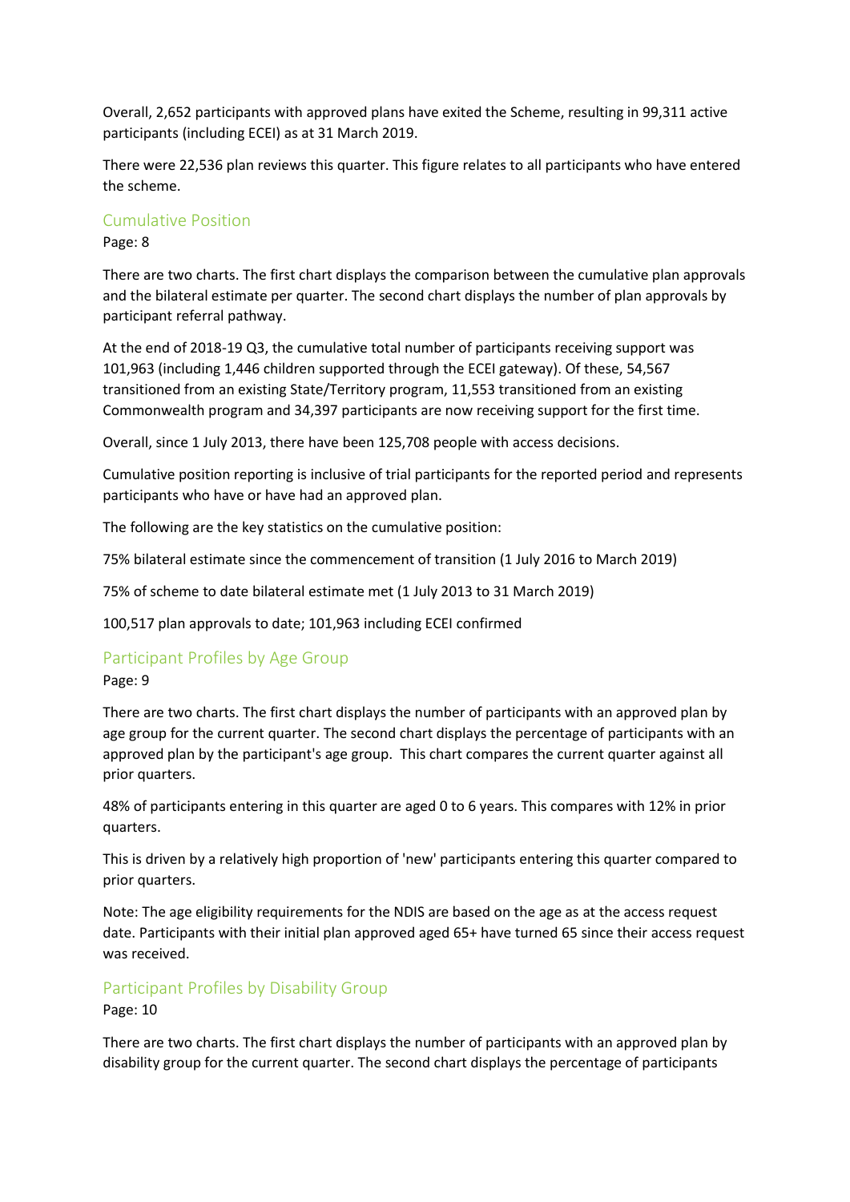Overall, 2,652 participants with approved plans have exited the Scheme, resulting in 99,311 active participants (including ECEI) as at 31 March 2019.

There were 22,536 plan reviews this quarter. This figure relates to all participants who have entered the scheme.

## Cumulative Position

Page: 8

There are two charts. The first chart displays the comparison between the cumulative plan approvals and the bilateral estimate per quarter. The second chart displays the number of plan approvals by participant referral pathway.

At the end of 2018-19 Q3, the cumulative total number of participants receiving support was 101,963 (including 1,446 children supported through the ECEI gateway). Of these, 54,567 transitioned from an existing State/Territory program, 11,553 transitioned from an existing Commonwealth program and 34,397 participants are now receiving support for the first time.

Overall, since 1 July 2013, there have been 125,708 people with access decisions.

Cumulative position reporting is inclusive of trial participants for the reported period and represents participants who have or have had an approved plan.

The following are the key statistics on the cumulative position:

75% bilateral estimate since the commencement of transition (1 July 2016 to March 2019)

75% of scheme to date bilateral estimate met (1 July 2013 to 31 March 2019)

100,517 plan approvals to date; 101,963 including ECEI confirmed

## Participant Profiles by Age Group

Page: 9

There are two charts. The first chart displays the number of participants with an approved plan by age group for the current quarter. The second chart displays the percentage of participants with an approved plan by the participant's age group. This chart compares the current quarter against all prior quarters.

48% of participants entering in this quarter are aged 0 to 6 years. This compares with 12% in prior quarters.

This is driven by a relatively high proportion of 'new' participants entering this quarter compared to prior quarters.

Note: The age eligibility requirements for the NDIS are based on the age as at the access request date. Participants with their initial plan approved aged 65+ have turned 65 since their access request was received.

## Participant Profiles by Disability Group

Page: 10

There are two charts. The first chart displays the number of participants with an approved plan by disability group for the current quarter. The second chart displays the percentage of participants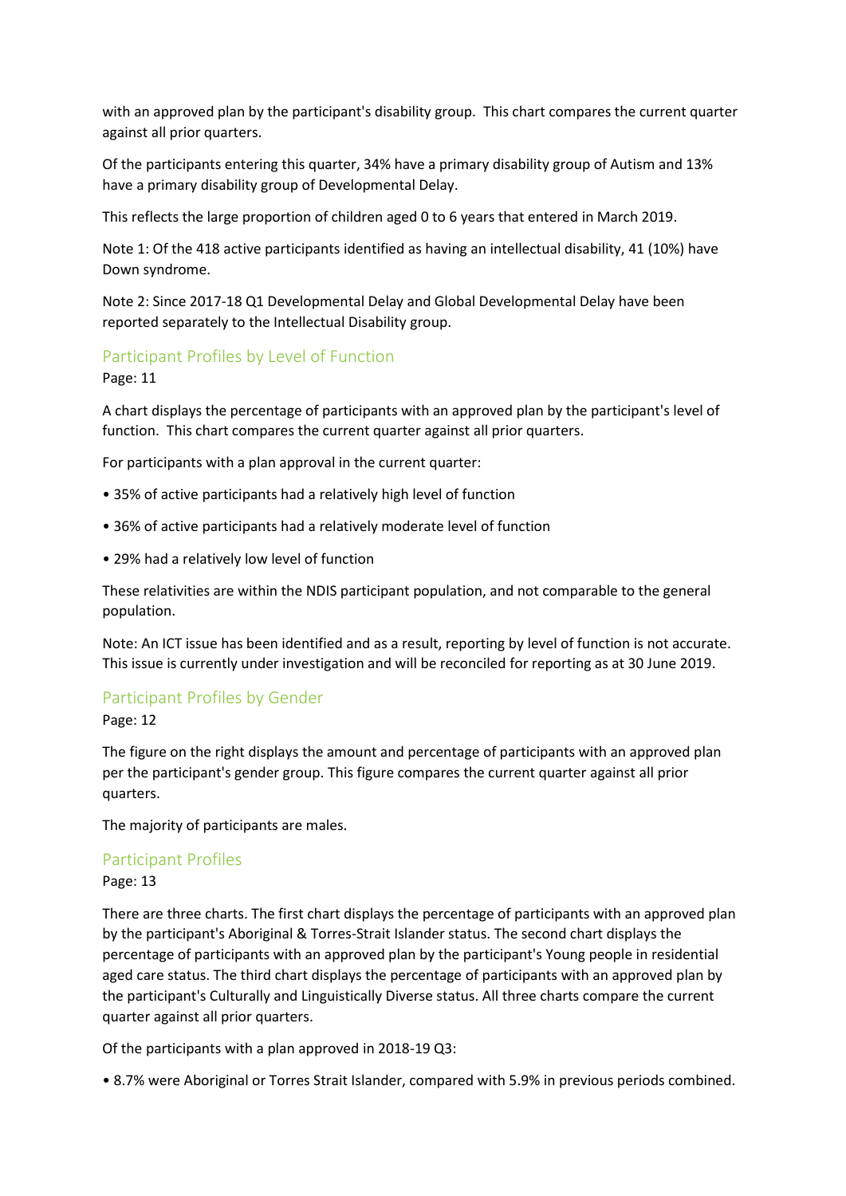with an approved plan by the participant's disability group. This chart compares the current quarter against all prior quarters.

Of the participants entering this quarter, 34% have a primary disability group of Autism and 13% have a primary disability group of Developmental Delay.

This reflects the large proportion of children aged 0 to 6 years that entered in March 2019.

Note 1: Of the 418 active participants identified as having an intellectual disability, 41 (10%) have Down syndrome.

Note 2: Since 2017-18 Q1 Developmental Delay and Global Developmental Delay have been reported separately to the Intellectual Disability group.

## Participant Profiles by Level of Function

Page: 11

A chart displays the percentage of participants with an approved plan by the participant's level of function. This chart compares the current quarter against all prior quarters.

For participants with a plan approval in the current quarter:

- 35% of active participants had a relatively high level of function
- 36% of active participants had a relatively moderate level of function
- 29% had a relatively low level of function

These relativities are within the NDIS participant population, and not comparable to the general population.

Note: An ICT issue has been identified and as a result, reporting by level of function is not accurate. This issue is currently under investigation and will be reconciled for reporting as at 30 June 2019.

## Participant Profiles by Gender

Page: 12

The figure on the right displays the amount and percentage of participants with an approved plan per the participant's gender group. This figure compares the current quarter against all prior quarters.

The majority of participants are males.

## Participant Profiles

Page: 13

There are three charts. The first chart displays the percentage of participants with an approved plan by the participant's Aboriginal & Torres-Strait Islander status. The second chart displays the percentage of participants with an approved plan by the participant's Young people in residential aged care status. The third chart displays the percentage of participants with an approved plan by the participant's Culturally and Linguistically Diverse status. All three charts compare the current quarter against all prior quarters.

Of the participants with a plan approved in 2018-19 Q3:

- 8.7% were Aboriginal or Torres Strait Islander, compared with 5.9% in previous periods combined.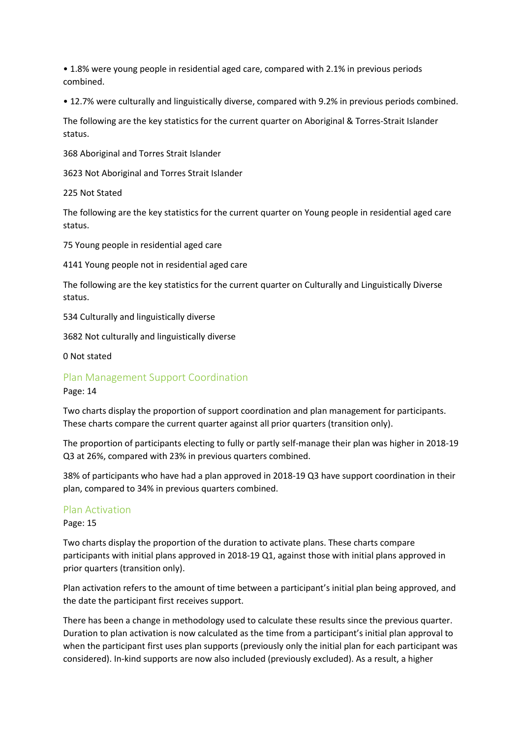- 1.8% were young people in residential aged care, compared with 2.1% in previous periods combined.
- 12.7% were culturally and linguistically diverse, compared with 9.2% in previous periods combined.

The following are the key statistics for the current quarter on Aboriginal & Torres-Strait Islander status.

368 Aboriginal and Torres Strait Islander

3623 Not Aboriginal and Torres Strait Islander

225 Not Stated

The following are the key statistics for the current quarter on Young people in residential aged care status.

75 Young people in residential aged care

4141 Young people not in residential aged care

The following are the key statistics for the current quarter on Culturally and Linguistically Diverse status.

534 Culturally and linguistically diverse

3682 Not culturally and linguistically diverse

0 Not stated

## Plan Management Support Coordination

Page: 14

Two charts display the proportion of support coordination and plan management for participants. These charts compare the current quarter against all prior quarters (transition only).

The proportion of participants electing to fully or partly self-manage their plan was higher in 2018-19 Q3 at 26%, compared with 23% in previous quarters combined.

38% of participants who have had a plan approved in 2018-19 Q3 have support coordination in their plan, compared to 34% in previous quarters combined.

## Plan Activation

Page: 15

Two charts display the proportion of the duration to activate plans. These charts compare participants with initial plans approved in 2018-19 Q1, against those with initial plans approved in prior quarters (transition only).

Plan activation refers to the amount of time between a participant's initial plan being approved, and the date the participant first receives support.

There has been a change in methodology used to calculate these results since the previous quarter. Duration to plan activation is now calculated as the time from a participant's initial plan approval to when the participant first uses plan supports (previously only the initial plan for each participant was considered). In-kind supports are now also included (previously excluded). As a result, a higher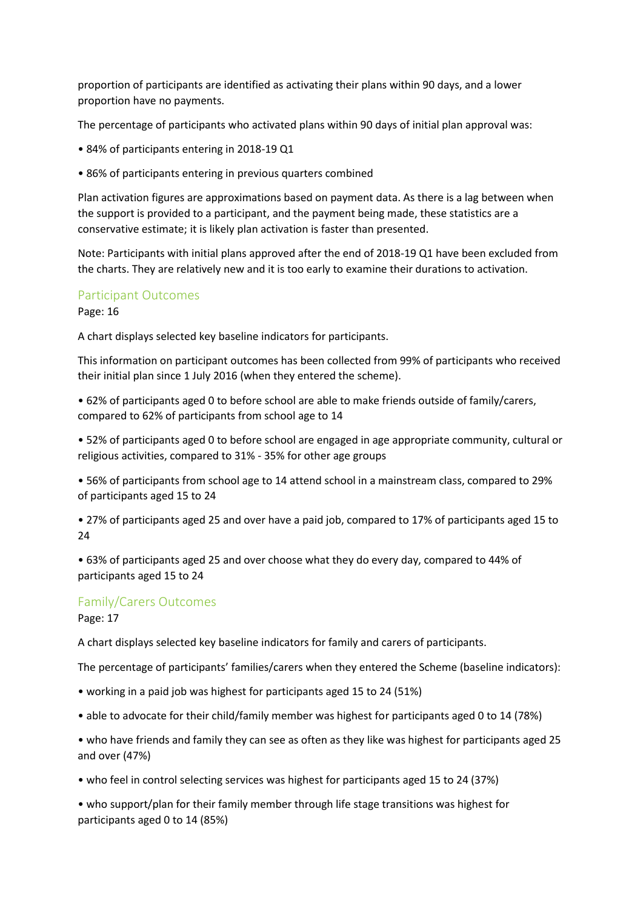proportion of participants are identified as activating their plans within 90 days, and a lower proportion have no payments.

The percentage of participants who activated plans within 90 days of initial plan approval was:

- 84% of participants entering in 2018-19 Q1
- 86% of participants entering in previous quarters combined

Plan activation figures are approximations based on payment data. As there is a lag between when the support is provided to a participant, and the payment being made, these statistics are a conservative estimate; it is likely plan activation is faster than presented.

Note: Participants with initial plans approved after the end of 2018-19 Q1 have been excluded from the charts. They are relatively new and it is too early to examine their durations to activation.

## Participant Outcomes

Page: 16

A chart displays selected key baseline indicators for participants.

This information on participant outcomes has been collected from 99% of participants who received their initial plan since 1 July 2016 (when they entered the scheme).

- 62% of participants aged 0 to before school are able to make friends outside of family/carers, compared to 62% of participants from school age to 14
- 52% of participants aged 0 to before school are engaged in age appropriate community, cultural or religious activities, compared to 31% - 35% for other age groups
- 56% of participants from school age to 14 attend school in a mainstream class, compared to 29% of participants aged 15 to 24
- 27% of participants aged 25 and over have a paid job, compared to 17% of participants aged 15 to 24
- 63% of participants aged 25 and over choose what they do every day, compared to 44% of participants aged 15 to 24

## Family/Carers Outcomes

Page: 17

A chart displays selected key baseline indicators for family and carers of participants.

The percentage of participants' families/carers when they entered the Scheme (baseline indicators):

- working in a paid job was highest for participants aged 15 to 24 (51%)
- able to advocate for their child/family member was highest for participants aged 0 to 14 (78%)
- who have friends and family they can see as often as they like was highest for participants aged 25 and over (47%)
- who feel in control selecting services was highest for participants aged 15 to 24 (37%)
- who support/plan for their family member through life stage transitions was highest for participants aged 0 to 14 (85%)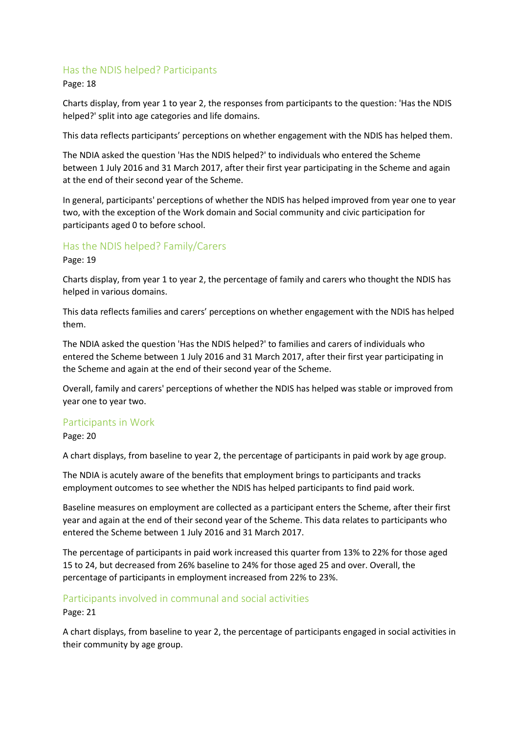## Has the NDIS helped? Participants

Page: 18

Charts display, from year 1 to year 2, the responses from participants to the question: 'Has the NDIS helped?' split into age categories and life domains.

This data reflects participants' perceptions on whether engagement with the NDIS has helped them.

The NDIA asked the question 'Has the NDIS helped?' to individuals who entered the Scheme between 1 July 2016 and 31 March 2017, after their first year participating in the Scheme and again at the end of their second year of the Scheme.

In general, participants' perceptions of whether the NDIS has helped improved from year one to year two, with the exception of the Work domain and Social community and civic participation for participants aged 0 to before school.

## Has the NDIS helped? Family/Carers

Page: 19

Charts display, from year 1 to year 2, the percentage of family and carers who thought the NDIS has helped in various domains.

This data reflects families and carers' perceptions on whether engagement with the NDIS has helped them.

The NDIA asked the question 'Has the NDIS helped?' to families and carers of individuals who entered the Scheme between 1 July 2016 and 31 March 2017, after their first year participating in the Scheme and again at the end of their second year of the Scheme.

Overall, family and carers' perceptions of whether the NDIS has helped was stable or improved from year one to year two.

## Participants in Work

Page: 20

A chart displays, from baseline to year 2, the percentage of participants in paid work by age group.

The NDIA is acutely aware of the benefits that employment brings to participants and tracks employment outcomes to see whether the NDIS has helped participants to find paid work.

Baseline measures on employment are collected as a participant enters the Scheme, after their first year and again at the end of their second year of the Scheme. This data relates to participants who entered the Scheme between 1 July 2016 and 31 March 2017.

The percentage of participants in paid work increased this quarter from 13% to 22% for those aged 15 to 24, but decreased from 26% baseline to 24% for those aged 25 and over. Overall, the percentage of participants in employment increased from 22% to 23%.

## Participants involved in communal and social activities

Page: 21

A chart displays, from baseline to year 2, the percentage of participants engaged in social activities in their community by age group.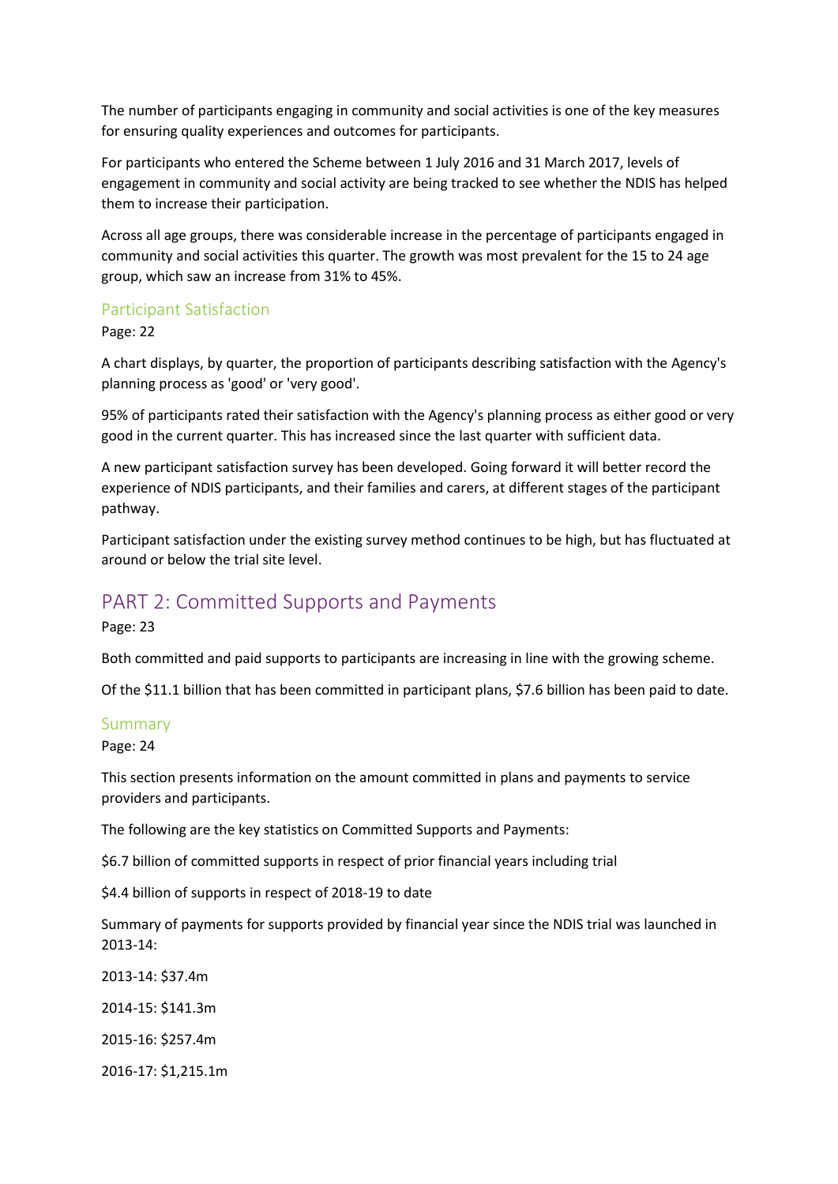The number of participants engaging in community and social activities is one of the key measures for ensuring quality experiences and outcomes for participants.

For participants who entered the Scheme between 1 July 2016 and 31 March 2017, levels of engagement in community and social activity are being tracked to see whether the NDIS has helped them to increase their participation.

Across all age groups, there was considerable increase in the percentage of participants engaged in community and social activities this quarter. The growth was most prevalent for the 15 to 24 age group, which saw an increase from 31% to 45%.

### Participant Satisfaction

Page: 22

A chart displays, by quarter, the proportion of participants describing satisfaction with the Agency's planning process as 'good' or 'very good'.

95% of participants rated their satisfaction with the Agency's planning process as either good or very good in the current quarter. This has increased since the last quarter with sufficient data.

A new participant satisfaction survey has been developed. Going forward it will better record the experience of NDIS participants, and their families and carers, at different stages of the participant pathway.

Participant satisfaction under the existing survey method continues to be high, but has fluctuated at around or below the trial site level.

## PART 2: Committed Supports and Payments

Page: 23

Both committed and paid supports to participants are increasing in line with the growing scheme.

Of the $11.1 billion that has been committed in participant plans, $7.6 billion has been paid to date.

### Summary

Page: 24

This section presents information on the amount committed in plans and payments to service providers and participants.

The following are the key statistics on Committed Supports and Payments:

$6.7 billion of committed supports in respect of prior financial years including trial

$4.4 billion of supports in respect of 2018-19 to date

Summary of payments for supports provided by financial year since the NDIS trial was launched in 2013-14:

2013-14: $37.4m

2014-15: $141.3m

2015-16: $257.4m

2016-17: $1,215.1m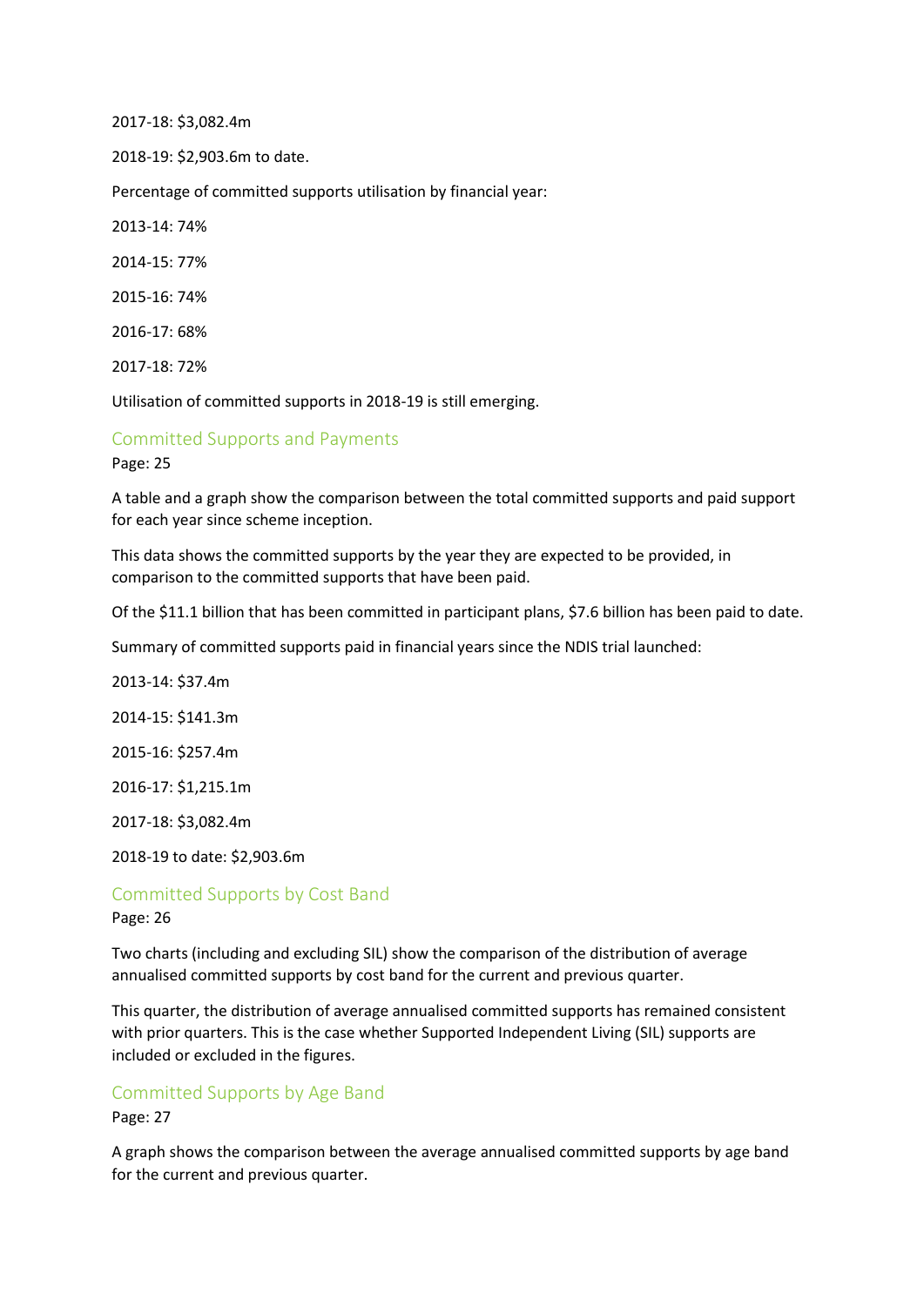2017-18: $3,082.4m

2018-19: $2,903.6m to date.

Percentage of committed supports utilisation by financial year:

2013-14: 74%

2014-15: 77%

2015-16: 74%

2016-17: 68%

2017-18: 72%

Utilisation of committed supports in 2018-19 is still emerging.

## Committed Supports and Payments

Page: 25

A table and a graph show the comparison between the total committed supports and paid support for each year since scheme inception.

This data shows the committed supports by the year they are expected to be provided, in comparison to the committed supports that have been paid.

Of the $11.1 billion that has been committed in participant plans, $7.6 billion has been paid to date.

Summary of committed supports paid in financial years since the NDIS trial launched:

2013-14: $37.4m

2014-15: $141.3m

2015-16: $257.4m

2016-17: $1,215.1m

2017-18: $3,082.4m

2018-19 to date: $2,903.6m

## Committed Supports by Cost Band

Page: 26

Two charts (including and excluding SIL) show the comparison of the distribution of average annualised committed supports by cost band for the current and previous quarter.

This quarter, the distribution of average annualised committed supports has remained consistent with prior quarters. This is the case whether Supported Independent Living (SIL) supports are included or excluded in the figures.

## Committed Supports by Age Band

Page: 27

A graph shows the comparison between the average annualised committed supports by age band for the current and previous quarter.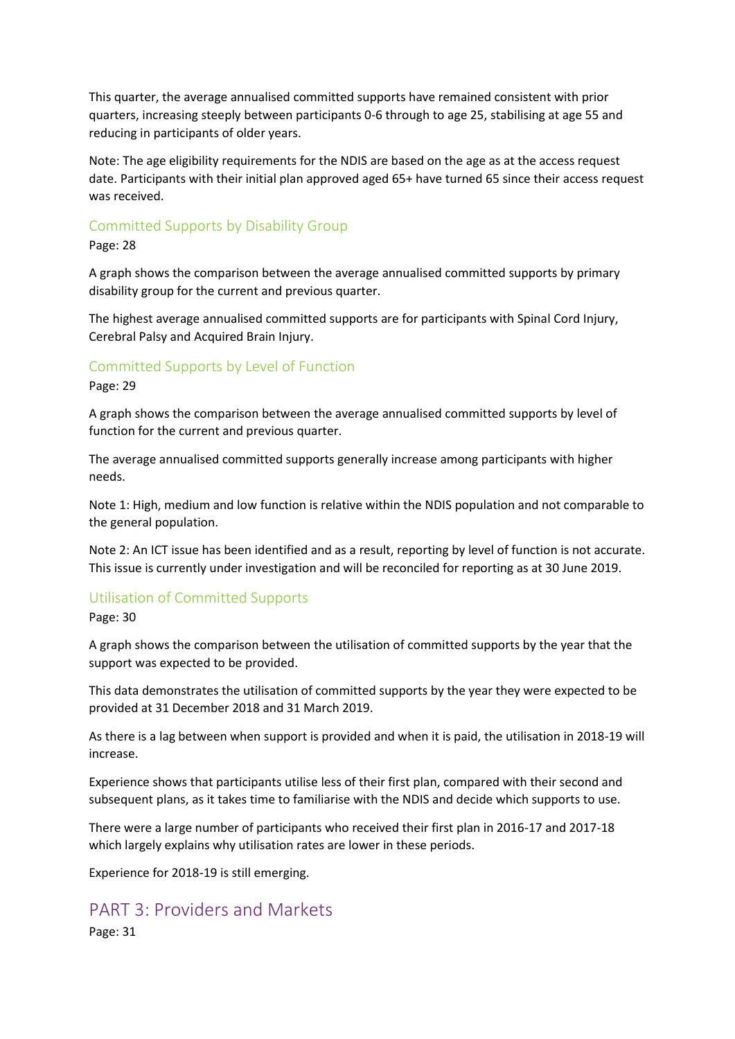This quarter, the average annualised committed supports have remained consistent with prior quarters, increasing steeply between participants 0-6 through to age 25, stabilising at age 55 and reducing in participants of older years.

Note: The age eligibility requirements for the NDIS are based on the age as at the access request date. Participants with their initial plan approved aged 65+ have turned 65 since their access request was received.

### Committed Supports by Disability Group

Page: 28

A graph shows the comparison between the average annualised committed supports by primary disability group for the current and previous quarter.

The highest average annualised committed supports are for participants with Spinal Cord Injury, Cerebral Palsy and Acquired Brain Injury.

### Committed Supports by Level of Function

Page: 29

A graph shows the comparison between the average annualised committed supports by level of function for the current and previous quarter.

The average annualised committed supports generally increase among participants with higher needs.

Note 1: High, medium and low function is relative within the NDIS population and not comparable to the general population.

Note 2: An ICT issue has been identified and as a result, reporting by level of function is not accurate. This issue is currently under investigation and will be reconciled for reporting as at 30 June 2019.

### Utilisation of Committed Supports

Page: 30

A graph shows the comparison between the utilisation of committed supports by the year that the support was expected to be provided.

This data demonstrates the utilisation of committed supports by the year they were expected to be provided at 31 December 2018 and 31 March 2019.

As there is a lag between when support is provided and when it is paid, the utilisation in 2018-19 will increase.

Experience shows that participants utilise less of their first plan, compared with their second and subsequent plans, as it takes time to familiarise with the NDIS and decide which supports to use.

There were a large number of participants who received their first plan in 2016-17 and 2017-18 which largely explains why utilisation rates are lower in these periods.

Experience for 2018-19 is still emerging.

## PART 3: Providers and Markets

Page: 31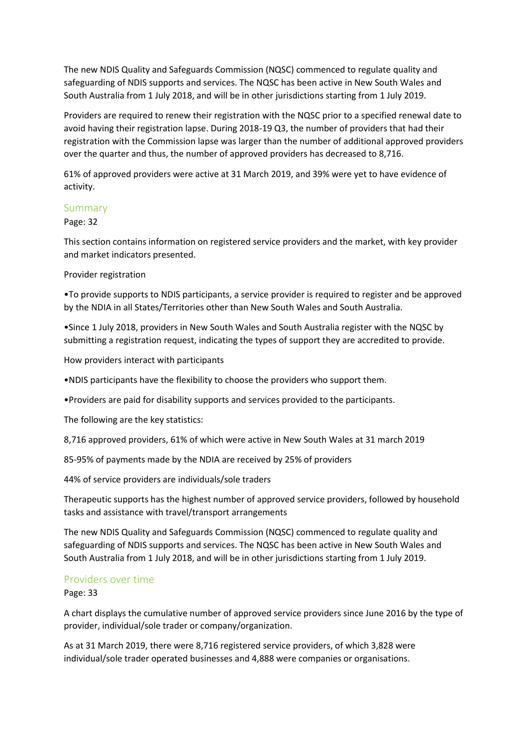The new NDIS Quality and Safeguards Commission (NQSC) commenced to regulate quality and safeguarding of NDIS supports and services. The NQSC has been active in New South Wales and South Australia from 1 July 2018, and will be in other jurisdictions starting from 1 July 2019.

Providers are required to renew their registration with the NQSC prior to a specified renewal date to avoid having their registration lapse. During 2018-19 Q3, the number of providers that had their registration with the Commission lapse was larger than the number of additional approved providers over the quarter and thus, the number of approved providers has decreased to 8,716.

61% of approved providers were active at 31 March 2019, and 39% were yet to have evidence of activity.

## Summary

Page: 32

This section contains information on registered service providers and the market, with key provider and market indicators presented.

Provider registration

•To provide supports to NDIS participants, a service provider is required to register and be approved by the NDIA in all States/Territories other than New South Wales and South Australia.

•Since 1 July 2018, providers in New South Wales and South Australia register with the NQSC by submitting a registration request, indicating the types of support they are accredited to provide.

How providers interact with participants

•NDIS participants have the flexibility to choose the providers who support them.

•Providers are paid for disability supports and services provided to the participants.

The following are the key statistics:

8,716 approved providers, 61% of which were active in New South Wales at 31 march 2019

85-95% of payments made by the NDIA are received by 25% of providers

44% of service providers are individuals/sole traders

Therapeutic supports has the highest number of approved service providers, followed by household tasks and assistance with travel/transport arrangements

The new NDIS Quality and Safeguards Commission (NQSC) commenced to regulate quality and safeguarding of NDIS supports and services. The NQSC has been active in New South Wales and South Australia from 1 July 2018, and will be in other jurisdictions starting from 1 July 2019.

## Providers over time

Page: 33

A chart displays the cumulative number of approved service providers since June 2016 by the type of provider, individual/sole trader or company/organization.

As at 31 March 2019, there were 8,716 registered service providers, of which 3,828 were individual/sole trader operated businesses and 4,888 were companies or organisations.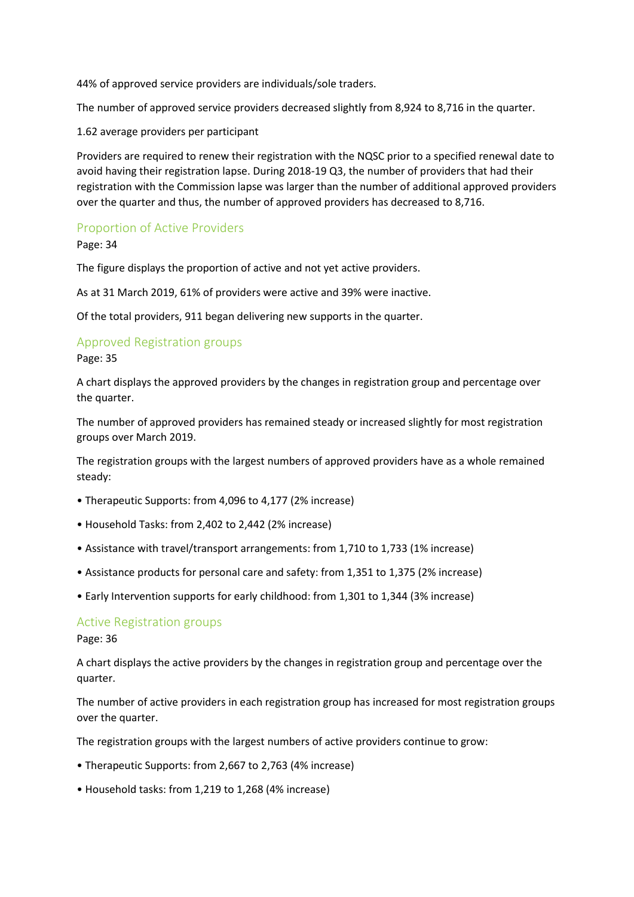44% of approved service providers are individuals/sole traders.

The number of approved service providers decreased slightly from 8,924 to 8,716 in the quarter.

1.62 average providers per participant

Providers are required to renew their registration with the NQSC prior to a specified renewal date to avoid having their registration lapse. During 2018-19 Q3, the number of providers that had their registration with the Commission lapse was larger than the number of additional approved providers over the quarter and thus, the number of approved providers has decreased to 8,716.

## Proportion of Active Providers

Page: 34

The figure displays the proportion of active and not yet active providers.

As at 31 March 2019, 61% of providers were active and 39% were inactive.

Of the total providers, 911 began delivering new supports in the quarter.

## Approved Registration groups

Page: 35

A chart displays the approved providers by the changes in registration group and percentage over the quarter.

The number of approved providers has remained steady or increased slightly for most registration groups over March 2019.

The registration groups with the largest numbers of approved providers have as a whole remained steady:

- Therapeutic Supports: from 4,096 to 4,177 (2% increase)
- Household Tasks: from 2,402 to 2,442 (2% increase)
- Assistance with travel/transport arrangements: from 1,710 to 1,733 (1% increase)
- Assistance products for personal care and safety: from 1,351 to 1,375 (2% increase)
- Early Intervention supports for early childhood: from 1,301 to 1,344 (3% increase)

## Active Registration groups

Page: 36

A chart displays the active providers by the changes in registration group and percentage over the quarter.

The number of active providers in each registration group has increased for most registration groups over the quarter.

The registration groups with the largest numbers of active providers continue to grow:

- Therapeutic Supports: from 2,667 to 2,763 (4% increase)
- Household tasks: from 1,219 to 1,268 (4% increase)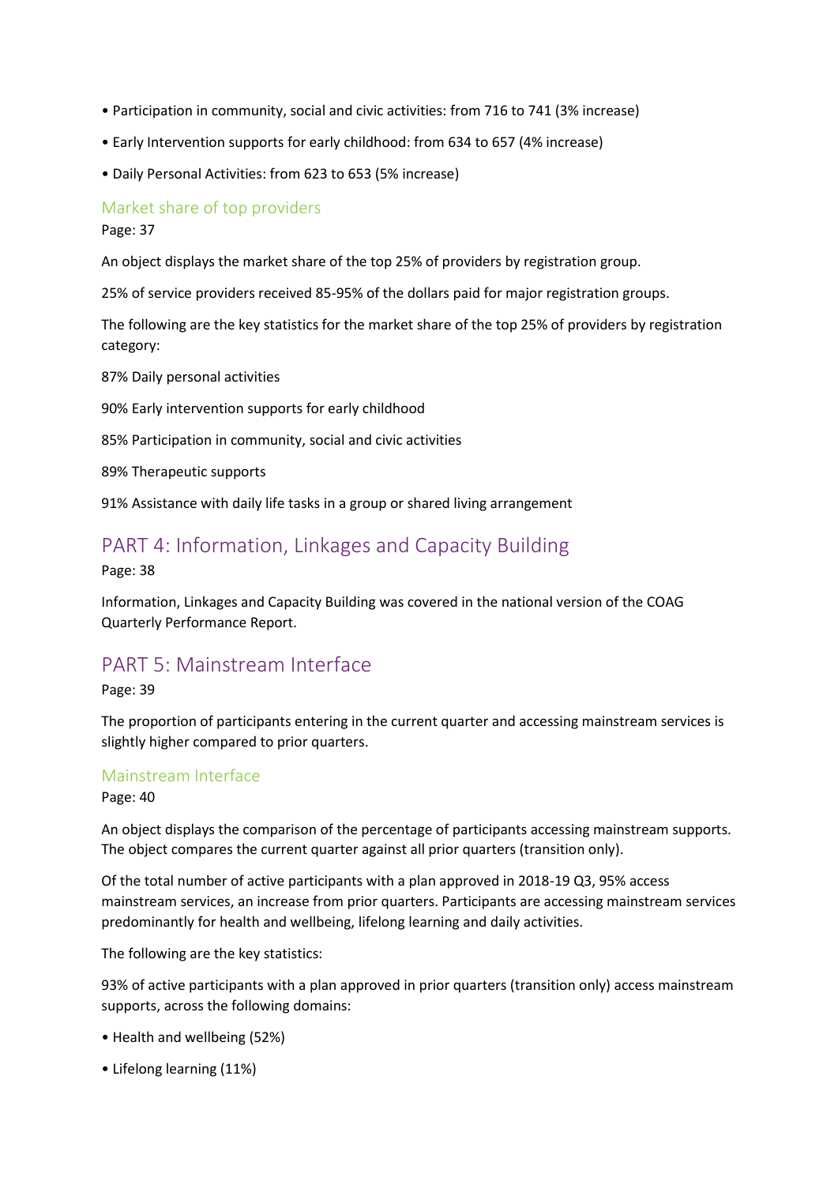- Participation in community, social and civic activities: from 716 to 741 (3% increase)
- Early Intervention supports for early childhood: from 634 to 657 (4% increase)
- Daily Personal Activities: from 623 to 653 (5% increase)

### Market share of top providers

Page: 37

An object displays the market share of the top 25% of providers by registration group.

25% of service providers received 85-95% of the dollars paid for major registration groups.

The following are the key statistics for the market share of the top 25% of providers by registration category:

87% Daily personal activities

90% Early intervention supports for early childhood

85% Participation in community, social and civic activities

89% Therapeutic supports

91% Assistance with daily life tasks in a group or shared living arrangement

## PART 4: Information, Linkages and Capacity Building

Page: 38

Information, Linkages and Capacity Building was covered in the national version of the COAG Quarterly Performance Report.

## PART 5: Mainstream Interface

Page: 39

The proportion of participants entering in the current quarter and accessing mainstream services is slightly higher compared to prior quarters.

### Mainstream Interface

Page: 40

An object displays the comparison of the percentage of participants accessing mainstream supports. The object compares the current quarter against all prior quarters (transition only).

Of the total number of active participants with a plan approved in 2018-19 Q3, 95% access mainstream services, an increase from prior quarters. Participants are accessing mainstream services predominantly for health and wellbeing, lifelong learning and daily activities.

The following are the key statistics:

93% of active participants with a plan approved in prior quarters (transition only) access mainstream supports, across the following domains:

- Health and wellbeing (52%)
- Lifelong learning (11%)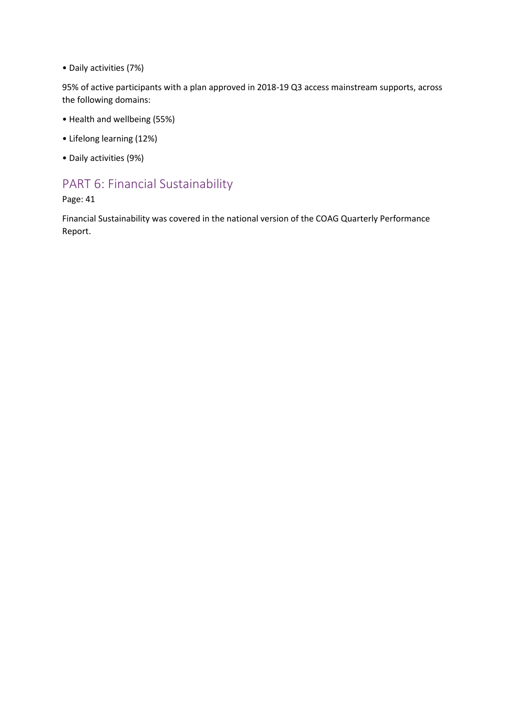- Daily activities (7%)

95% of active participants with a plan approved in 2018-19 Q3 access mainstream supports, across the following domains:

- Health and wellbeing (55%)
- Lifelong learning (12%)
- Daily activities (9%)

## PART 6: Financial Sustainability

Page: 41

Financial Sustainability was covered in the national version of the COAG Quarterly Performance Report.